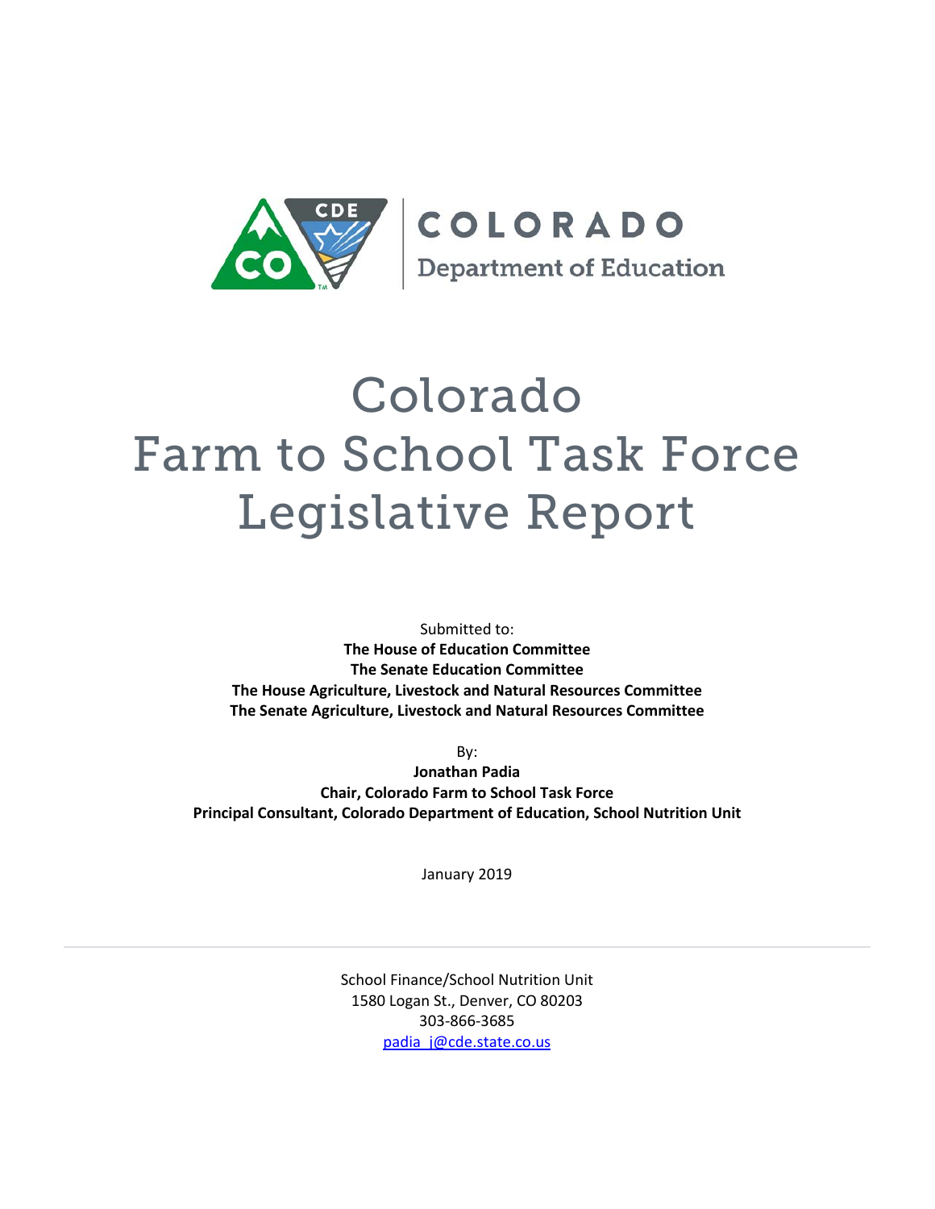COLORADO

Department of Education

# Colorado Farm to School Task Force Legislative Report

Submitted to:

**The House of Education Committee**
**The Senate Education Committee**
**The House Agriculture, Livestock and Natural Resources Committee**
**The Senate Agriculture, Livestock and Natural Resources Committee**

By:

**Jonathan Padia**
**Chair, Colorado Farm to School Task Force**
**Principal Consultant, Colorado Department of Education, School Nutrition Unit**

January 2019

School Finance/School Nutrition Unit
1580 Logan St., Denver, CO 80203
303-866-3685
padia_j@cde.state.co.us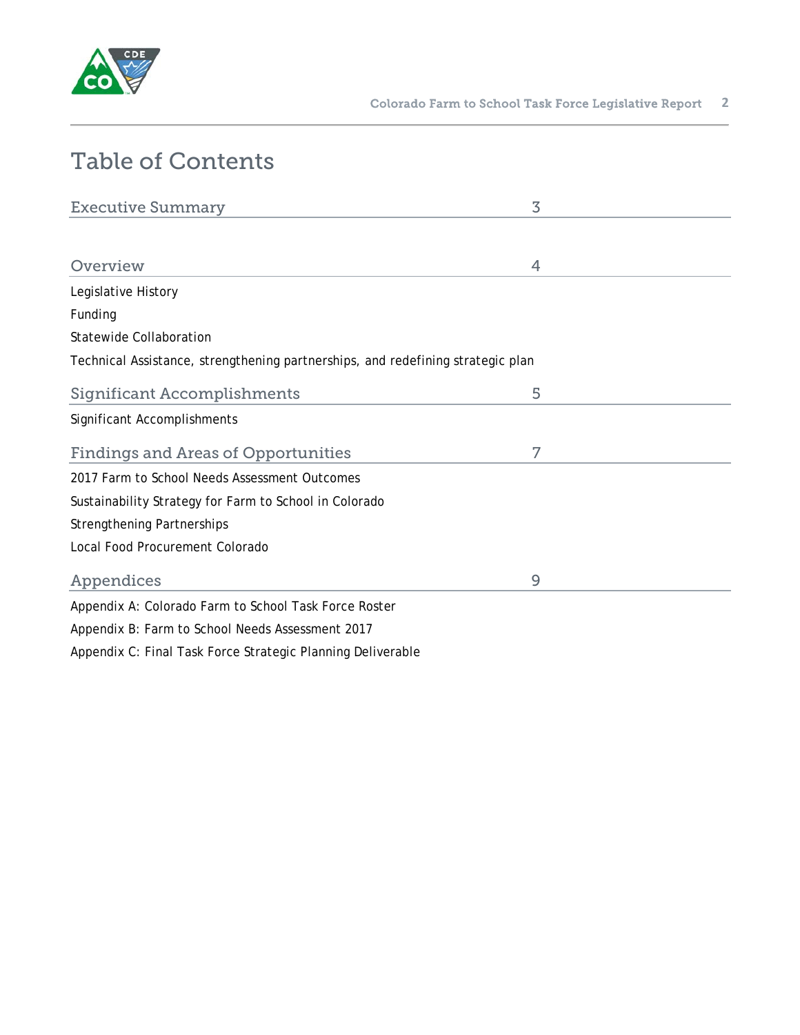# Table of Contents

## Executive Summary 3

## Overview 4

Legislative History

Funding

Statewide Collaboration

Technical Assistance, strengthening partnerships, and redefining strategic plan

## Significant Accomplishments 5

Significant Accomplishments

## Findings and Areas of Opportunities 7

2017 Farm to School Needs Assessment Outcomes

Sustainability Strategy for Farm to School in Colorado

Strengthening Partnerships

Local Food Procurement Colorado

## Appendices 9

Appendix A: Colorado Farm to School Task Force Roster

Appendix B: Farm to School Needs Assessment 2017

Appendix C: Final Task Force Strategic Planning Deliverable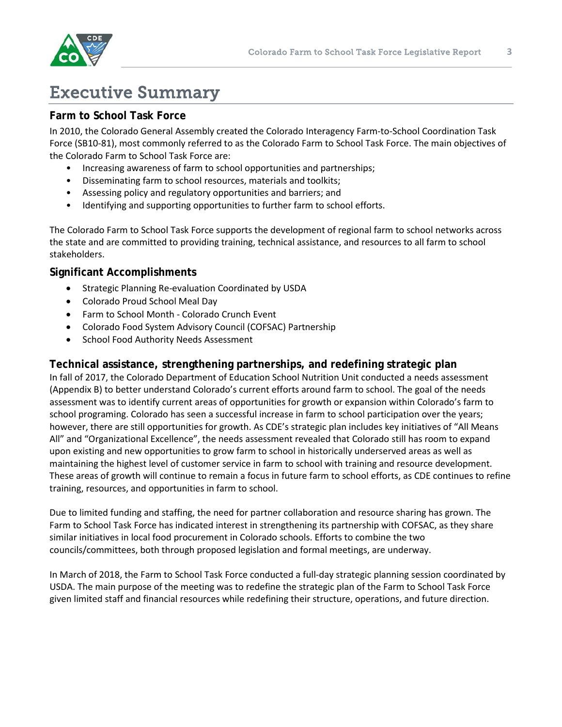# Executive Summary

### Farm to School Task Force

In 2010, the Colorado General Assembly created the Colorado Interagency Farm-to-School Coordination Task Force (SB10-81), most commonly referred to as the Colorado Farm to School Task Force. The main objectives of the Colorado Farm to School Task Force are:

- Increasing awareness of farm to school opportunities and partnerships;
- Disseminating farm to school resources, materials and toolkits;
- Assessing policy and regulatory opportunities and barriers; and
- Identifying and supporting opportunities to further farm to school efforts.

The Colorado Farm to School Task Force supports the development of regional farm to school networks across the state and are committed to providing training, technical assistance, and resources to all farm to school stakeholders.

### Significant Accomplishments

- Strategic Planning Re-evaluation Coordinated by USDA
- Colorado Proud School Meal Day
- Farm to School Month - Colorado Crunch Event
- Colorado Food System Advisory Council (COFSAC) Partnership
- School Food Authority Needs Assessment

### Technical assistance, strengthening partnerships, and redefining strategic plan

In fall of 2017, the Colorado Department of Education School Nutrition Unit conducted a needs assessment (Appendix B) to better understand Colorado's current efforts around farm to school. The goal of the needs assessment was to identify current areas of opportunities for growth or expansion within Colorado's farm to school programing. Colorado has seen a successful increase in farm to school participation over the years; however, there are still opportunities for growth. As CDE's strategic plan includes key initiatives of "All Means All" and "Organizational Excellence", the needs assessment revealed that Colorado still has room to expand upon existing and new opportunities to grow farm to school in historically underserved areas as well as maintaining the highest level of customer service in farm to school with training and resource development. These areas of growth will continue to remain a focus in future farm to school efforts, as CDE continues to refine training, resources, and opportunities in farm to school.

Due to limited funding and staffing, the need for partner collaboration and resource sharing has grown. The Farm to School Task Force has indicated interest in strengthening its partnership with COFSAC, as they share similar initiatives in local food procurement in Colorado schools. Efforts to combine the two councils/committees, both through proposed legislation and formal meetings, are underway.

In March of 2018, the Farm to School Task Force conducted a full-day strategic planning session coordinated by USDA. The main purpose of the meeting was to redefine the strategic plan of the Farm to School Task Force given limited staff and financial resources while redefining their structure, operations, and future direction.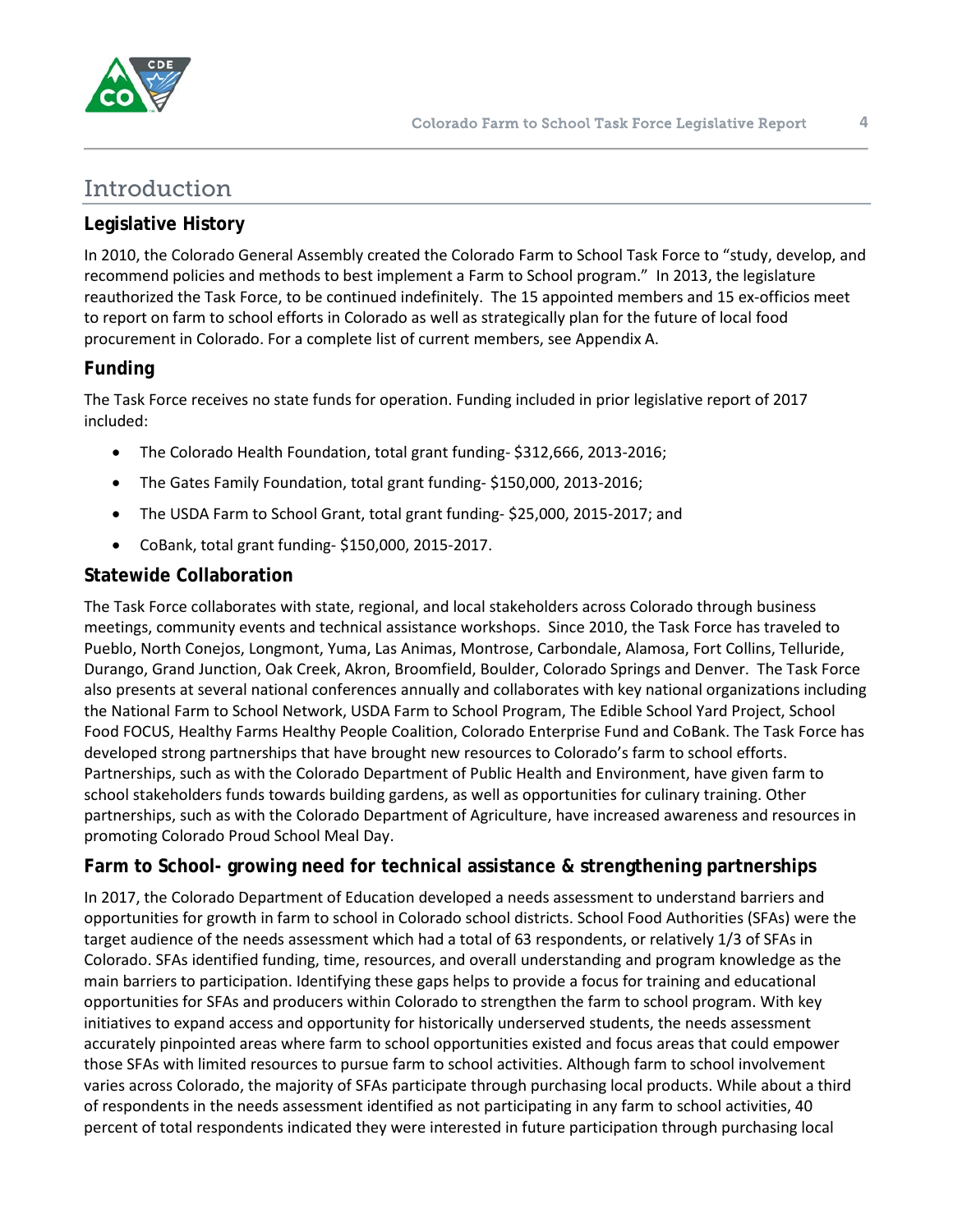# Introduction

## Legislative History

In 2010, the Colorado General Assembly created the Colorado Farm to School Task Force to "study, develop, and recommend policies and methods to best implement a Farm to School program." In 2013, the legislature reauthorized the Task Force, to be continued indefinitely. The 15 appointed members and 15 ex-officios meet to report on farm to school efforts in Colorado as well as strategically plan for the future of local food procurement in Colorado. For a complete list of current members, see Appendix A.

## Funding

The Task Force receives no state funds for operation. Funding included in prior legislative report of 2017 included:

- The Colorado Health Foundation, total grant funding- $312,666, 2013-2016;
- The Gates Family Foundation, total grant funding- $150,000, 2013-2016;
- The USDA Farm to School Grant, total grant funding- $25,000, 2015-2017; and
- CoBank, total grant funding- $150,000, 2015-2017.

## Statewide Collaboration

The Task Force collaborates with state, regional, and local stakeholders across Colorado through business meetings, community events and technical assistance workshops. Since 2010, the Task Force has traveled to Pueblo, North Conejos, Longmont, Yuma, Las Animas, Montrose, Carbondale, Alamosa, Fort Collins, Telluride, Durango, Grand Junction, Oak Creek, Akron, Broomfield, Boulder, Colorado Springs and Denver. The Task Force also presents at several national conferences annually and collaborates with key national organizations including the National Farm to School Network, USDA Farm to School Program, The Edible School Yard Project, School Food FOCUS, Healthy Farms Healthy People Coalition, Colorado Enterprise Fund and CoBank. The Task Force has developed strong partnerships that have brought new resources to Colorado's farm to school efforts. Partnerships, such as with the Colorado Department of Public Health and Environment, have given farm to school stakeholders funds towards building gardens, as well as opportunities for culinary training. Other partnerships, such as with the Colorado Department of Agriculture, have increased awareness and resources in promoting Colorado Proud School Meal Day.

## Farm to School- growing need for technical assistance & strengthening partnerships

In 2017, the Colorado Department of Education developed a needs assessment to understand barriers and opportunities for growth in farm to school in Colorado school districts. School Food Authorities (SFAs) were the target audience of the needs assessment which had a total of 63 respondents, or relatively 1/3 of SFAs in Colorado. SFAs identified funding, time, resources, and overall understanding and program knowledge as the main barriers to participation. Identifying these gaps helps to provide a focus for training and educational opportunities for SFAs and producers within Colorado to strengthen the farm to school program. With key initiatives to expand access and opportunity for historically underserved students, the needs assessment accurately pinpointed areas where farm to school opportunities existed and focus areas that could empower those SFAs with limited resources to pursue farm to school activities. Although farm to school involvement varies across Colorado, the majority of SFAs participate through purchasing local products. While about a third of respondents in the needs assessment identified as not participating in any farm to school activities, 40 percent of total respondents indicated they were interested in future participation through purchasing local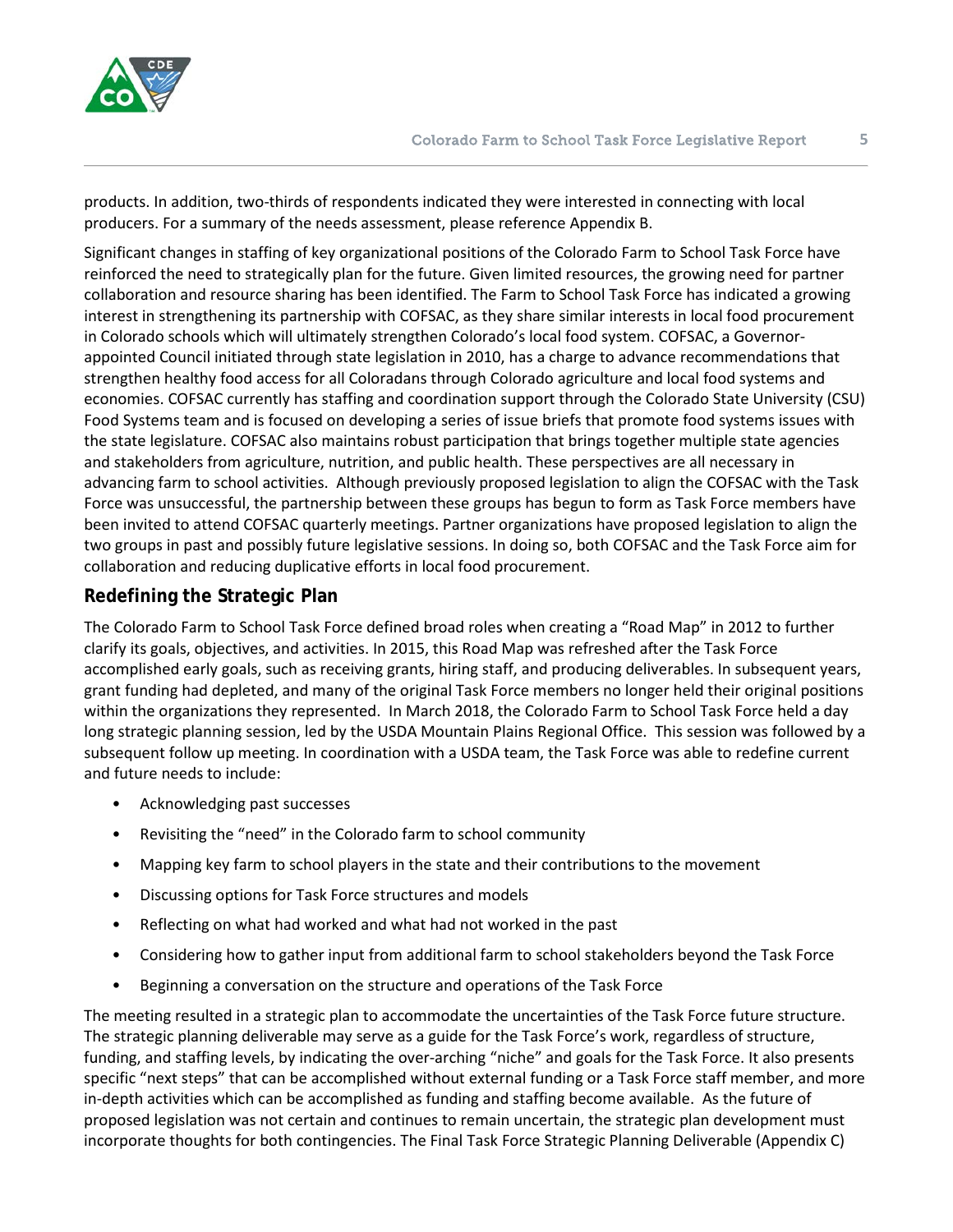products. In addition, two-thirds of respondents indicated they were interested in connecting with local producers. For a summary of the needs assessment, please reference Appendix B.

Significant changes in staffing of key organizational positions of the Colorado Farm to School Task Force have reinforced the need to strategically plan for the future. Given limited resources, the growing need for partner collaboration and resource sharing has been identified. The Farm to School Task Force has indicated a growing interest in strengthening its partnership with COFSAC, as they share similar interests in local food procurement in Colorado schools which will ultimately strengthen Colorado's local food system. COFSAC, a Governor-appointed Council initiated through state legislation in 2010, has a charge to advance recommendations that strengthen healthy food access for all Coloradans through Colorado agriculture and local food systems and economies. COFSAC currently has staffing and coordination support through the Colorado State University (CSU) Food Systems team and is focused on developing a series of issue briefs that promote food systems issues with the state legislature. COFSAC also maintains robust participation that brings together multiple state agencies and stakeholders from agriculture, nutrition, and public health. These perspectives are all necessary in advancing farm to school activities. Although previously proposed legislation to align the COFSAC with the Task Force was unsuccessful, the partnership between these groups has begun to form as Task Force members have been invited to attend COFSAC quarterly meetings. Partner organizations have proposed legislation to align the two groups in past and possibly future legislative sessions. In doing so, both COFSAC and the Task Force aim for collaboration and reducing duplicative efforts in local food procurement.

## Redefining the Strategic Plan

The Colorado Farm to School Task Force defined broad roles when creating a "Road Map" in 2012 to further clarify its goals, objectives, and activities. In 2015, this Road Map was refreshed after the Task Force accomplished early goals, such as receiving grants, hiring staff, and producing deliverables. In subsequent years, grant funding had depleted, and many of the original Task Force members no longer held their original positions within the organizations they represented. In March 2018, the Colorado Farm to School Task Force held a day long strategic planning session, led by the USDA Mountain Plains Regional Office. This session was followed by a subsequent follow up meeting. In coordination with a USDA team, the Task Force was able to redefine current and future needs to include:

- Acknowledging past successes
- Revisiting the "need" in the Colorado farm to school community
- Mapping key farm to school players in the state and their contributions to the movement
- Discussing options for Task Force structures and models
- Reflecting on what had worked and what had not worked in the past
- Considering how to gather input from additional farm to school stakeholders beyond the Task Force
- Beginning a conversation on the structure and operations of the Task Force

The meeting resulted in a strategic plan to accommodate the uncertainties of the Task Force future structure. The strategic planning deliverable may serve as a guide for the Task Force's work, regardless of structure, funding, and staffing levels, by indicating the over-arching "niche" and goals for the Task Force. It also presents specific "next steps" that can be accomplished without external funding or a Task Force staff member, and more in-depth activities which can be accomplished as funding and staffing become available. As the future of proposed legislation was not certain and continues to remain uncertain, the strategic plan development must incorporate thoughts for both contingencies. The Final Task Force Strategic Planning Deliverable (Appendix C)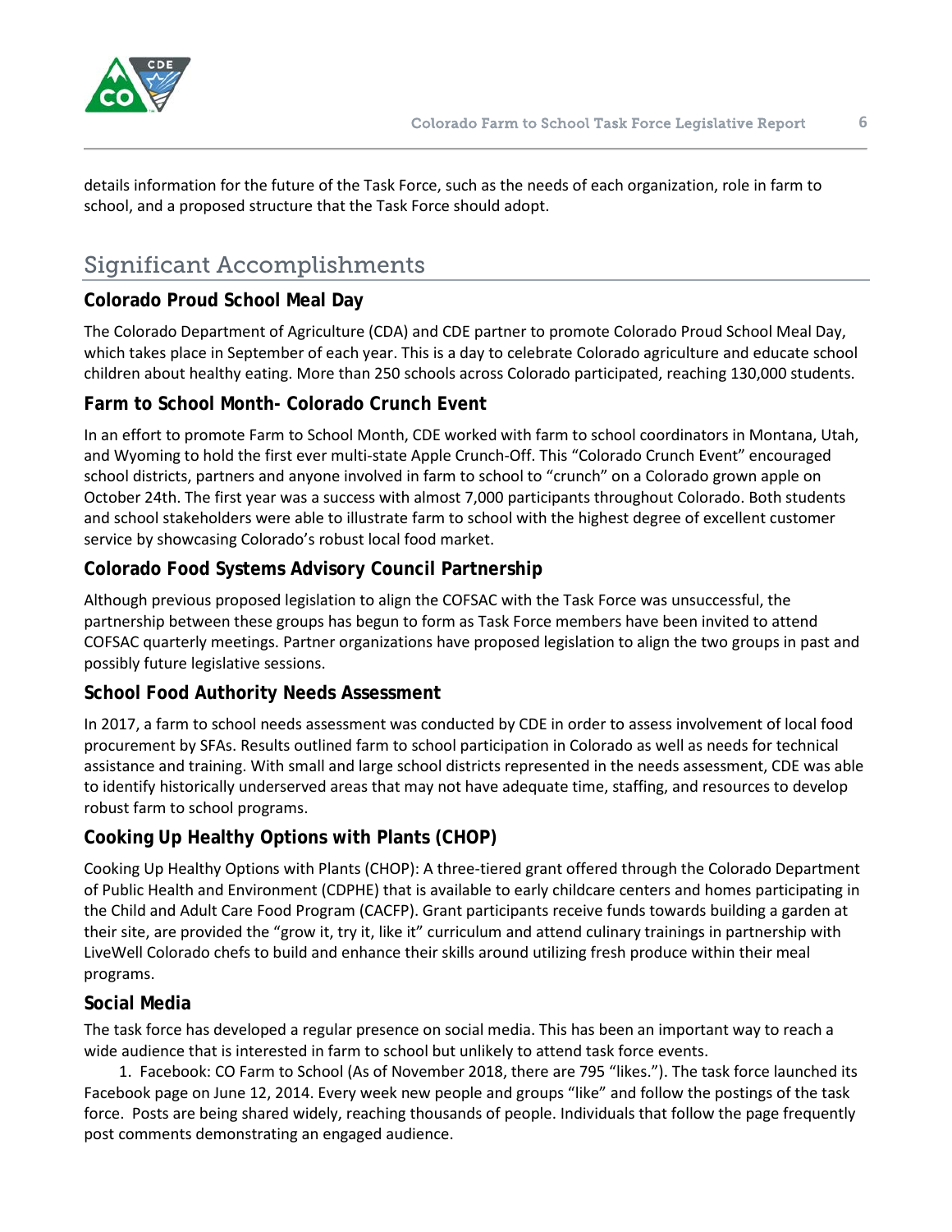details information for the future of the Task Force, such as the needs of each organization, role in farm to school, and a proposed structure that the Task Force should adopt.

## Significant Accomplishments

### Colorado Proud School Meal Day

The Colorado Department of Agriculture (CDA) and CDE partner to promote Colorado Proud School Meal Day, which takes place in September of each year. This is a day to celebrate Colorado agriculture and educate school children about healthy eating. More than 250 schools across Colorado participated, reaching 130,000 students.

### Farm to School Month- Colorado Crunch Event

In an effort to promote Farm to School Month, CDE worked with farm to school coordinators in Montana, Utah, and Wyoming to hold the first ever multi-state Apple Crunch-Off. This "Colorado Crunch Event" encouraged school districts, partners and anyone involved in farm to school to "crunch" on a Colorado grown apple on October 24th. The first year was a success with almost 7,000 participants throughout Colorado. Both students and school stakeholders were able to illustrate farm to school with the highest degree of excellent customer service by showcasing Colorado's robust local food market.

### Colorado Food Systems Advisory Council Partnership

Although previous proposed legislation to align the COFSAC with the Task Force was unsuccessful, the partnership between these groups has begun to form as Task Force members have been invited to attend COFSAC quarterly meetings. Partner organizations have proposed legislation to align the two groups in past and possibly future legislative sessions.

### School Food Authority Needs Assessment

In 2017, a farm to school needs assessment was conducted by CDE in order to assess involvement of local food procurement by SFAs. Results outlined farm to school participation in Colorado as well as needs for technical assistance and training. With small and large school districts represented in the needs assessment, CDE was able to identify historically underserved areas that may not have adequate time, staffing, and resources to develop robust farm to school programs.

### Cooking Up Healthy Options with Plants (CHOP)

Cooking Up Healthy Options with Plants (CHOP): A three-tiered grant offered through the Colorado Department of Public Health and Environment (CDPHE) that is available to early childcare centers and homes participating in the Child and Adult Care Food Program (CACFP). Grant participants receive funds towards building a garden at their site, are provided the "grow it, try it, like it" curriculum and attend culinary trainings in partnership with LiveWell Colorado chefs to build and enhance their skills around utilizing fresh produce within their meal programs.

### Social Media

The task force has developed a regular presence on social media. This has been an important way to reach a wide audience that is interested in farm to school but unlikely to attend task force events.

1. Facebook: CO Farm to School (As of November 2018, there are 795 "likes."). The task force launched its Facebook page on June 12, 2014. Every week new people and groups "like" and follow the postings of the task force. Posts are being shared widely, reaching thousands of people. Individuals that follow the page frequently post comments demonstrating an engaged audience.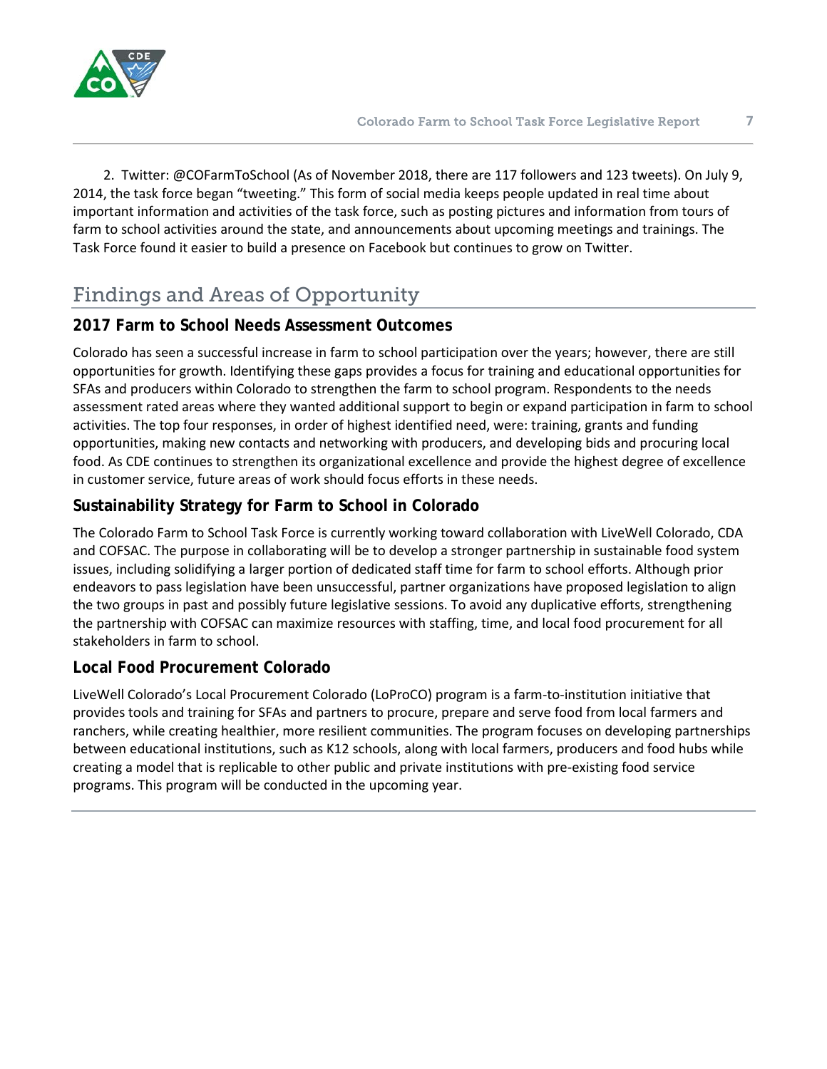2. Twitter: @COFarmToSchool (As of November 2018, there are 117 followers and 123 tweets). On July 9, 2014, the task force began "tweeting." This form of social media keeps people updated in real time about important information and activities of the task force, such as posting pictures and information from tours of farm to school activities around the state, and announcements about upcoming meetings and trainings. The Task Force found it easier to build a presence on Facebook but continues to grow on Twitter.

## Findings and Areas of Opportunity

### 2017 Farm to School Needs Assessment Outcomes

Colorado has seen a successful increase in farm to school participation over the years; however, there are still opportunities for growth. Identifying these gaps provides a focus for training and educational opportunities for SFAs and producers within Colorado to strengthen the farm to school program. Respondents to the needs assessment rated areas where they wanted additional support to begin or expand participation in farm to school activities. The top four responses, in order of highest identified need, were: training, grants and funding opportunities, making new contacts and networking with producers, and developing bids and procuring local food. As CDE continues to strengthen its organizational excellence and provide the highest degree of excellence in customer service, future areas of work should focus efforts in these needs.

### Sustainability Strategy for Farm to School in Colorado

The Colorado Farm to School Task Force is currently working toward collaboration with LiveWell Colorado, CDA and COFSAC. The purpose in collaborating will be to develop a stronger partnership in sustainable food system issues, including solidifying a larger portion of dedicated staff time for farm to school efforts. Although prior endeavors to pass legislation have been unsuccessful, partner organizations have proposed legislation to align the two groups in past and possibly future legislative sessions. To avoid any duplicative efforts, strengthening the partnership with COFSAC can maximize resources with staffing, time, and local food procurement for all stakeholders in farm to school.

### Local Food Procurement Colorado

LiveWell Colorado's Local Procurement Colorado (LoProCO) program is a farm-to-institution initiative that provides tools and training for SFAs and partners to procure, prepare and serve food from local farmers and ranchers, while creating healthier, more resilient communities. The program focuses on developing partnerships between educational institutions, such as K12 schools, along with local farmers, producers and food hubs while creating a model that is replicable to other public and private institutions with pre-existing food service programs. This program will be conducted in the upcoming year.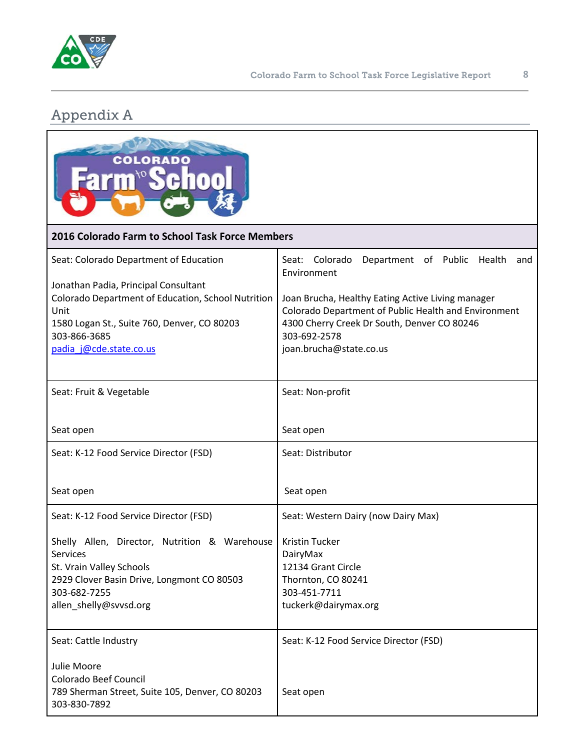## Appendix A

**2016 Colorado Farm to School Task Force Members**

| Seat | Seat |
|---|---|
| Seat: Colorado Department of Education<br><br>Jonathan Padia, Principal Consultant<br>Colorado Department of Education, School Nutrition Unit<br>1580 Logan St., Suite 760, Denver, CO 80203<br>303-866-3685<br>padia_j@cde.state.co.us | Seat: Colorado Department of Public Health and Environment<br><br>Joan Brucha, Healthy Eating Active Living manager<br>Colorado Department of Public Health and Environment<br>4300 Cherry Creek Dr South, Denver CO 80246<br>303-692-2578<br>joan.brucha@state.co.us |
| Seat: Fruit & Vegetable<br><br>Seat open | Seat: Non-profit<br><br>Seat open |
| Seat: K-12 Food Service Director (FSD)<br><br>Seat open | Seat: Distributor<br><br>Seat open |
| Seat: K-12 Food Service Director (FSD)<br><br>Shelly Allen, Director, Nutrition & Warehouse Services<br>St. Vrain Valley Schools<br>2929 Clover Basin Drive, Longmont CO 80503<br>303-682-7255<br>allen_shelly@svvsd.org | Seat: Western Dairy (now Dairy Max)<br><br>Kristin Tucker<br>DairyMax<br>12134 Grant Circle<br>Thornton, CO 80241<br>303-451-7711<br>tuckerk@dairymax.org |
| Seat: Cattle Industry<br><br>Julie Moore<br>Colorado Beef Council<br>789 Sherman Street, Suite 105, Denver, CO 80203<br>303-830-7892 | Seat: K-12 Food Service Director (FSD)<br><br>Seat open |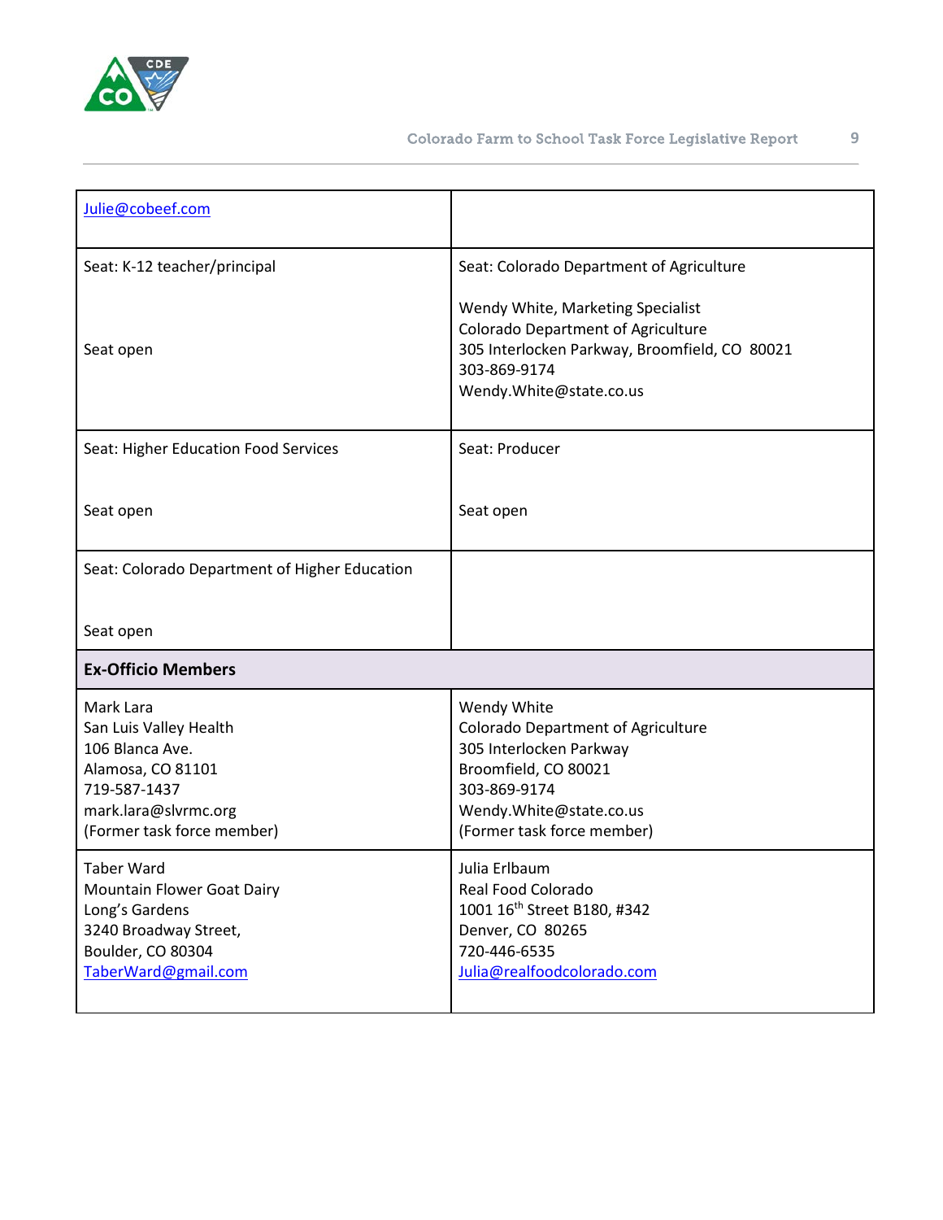| | |
|---|---|
| Julie@cobeef.com | |
| Seat: K-12 teacher/principal<br><br>Seat open | Seat: Colorado Department of Agriculture<br><br>Wendy White, Marketing Specialist<br>Colorado Department of Agriculture<br>305 Interlocken Parkway, Broomfield, CO 80021<br>303-869-9174<br>Wendy.White@state.co.us |
| Seat: Higher Education Food Services<br><br>Seat open | Seat: Producer<br><br>Seat open |
| Seat: Colorado Department of Higher Education<br><br>Seat open | |
| **Ex-Officio Members** | |
| Mark Lara<br>San Luis Valley Health<br>106 Blanca Ave.<br>Alamosa, CO 81101<br>719-587-1437<br>mark.lara@slvrmc.org<br>(Former task force member) | Wendy White<br>Colorado Department of Agriculture<br>305 Interlocken Parkway<br>Broomfield, CO 80021<br>303-869-9174<br>Wendy.White@state.co.us<br>(Former task force member) |
| Taber Ward<br>Mountain Flower Goat Dairy<br>Long's Gardens<br>3240 Broadway Street,<br>Boulder, CO 80304<br>TaberWard@gmail.com | Julia Erlbaum<br>Real Food Colorado<br>1001 16th Street B180, #342<br>Denver, CO 80265<br>720-446-6535<br>Julia@realfoodcolorado.com |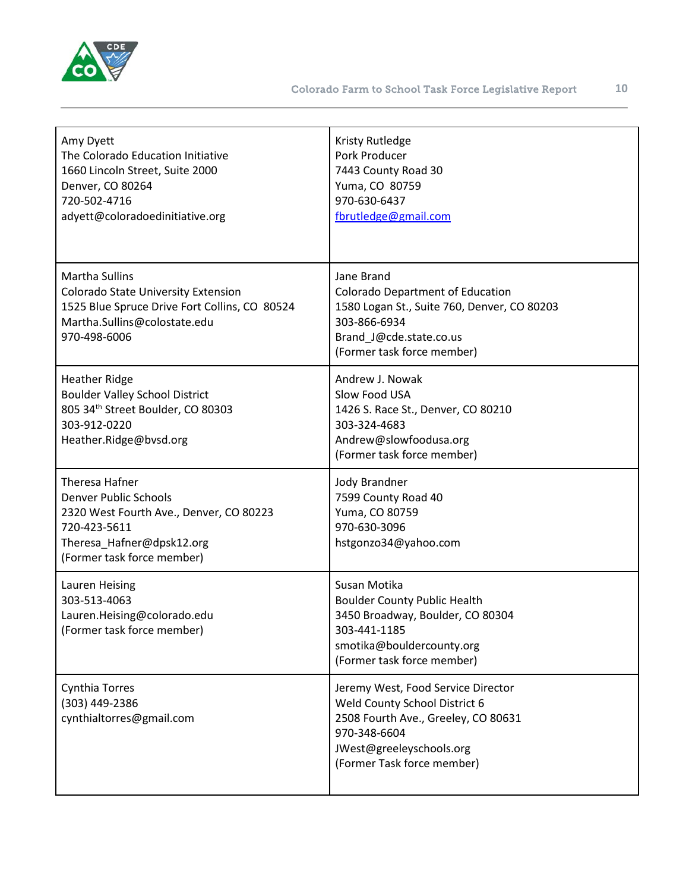| | |
|---|---|
| Amy Dyett<br>The Colorado Education Initiative<br>1660 Lincoln Street, Suite 2000<br>Denver, CO 80264<br>720-502-4716<br>adyett@coloradoedinitiative.org | Kristy Rutledge<br>Pork Producer<br>7443 County Road 30<br>Yuma, CO 80759<br>970-630-6437<br>fbrutledge@gmail.com |
| Martha Sullins<br>Colorado State University Extension<br>1525 Blue Spruce Drive Fort Collins, CO 80524<br>Martha.Sullins@colostate.edu<br>970-498-6006 | Jane Brand<br>Colorado Department of Education<br>1580 Logan St., Suite 760, Denver, CO 80203<br>303-866-6934<br>Brand_J@cde.state.co.us<br>(Former task force member) |
| Heather Ridge<br>Boulder Valley School District<br>805 34th Street Boulder, CO 80303<br>303-912-0220<br>Heather.Ridge@bvsd.org | Andrew J. Nowak<br>Slow Food USA<br>1426 S. Race St., Denver, CO 80210<br>303-324-4683<br>Andrew@slowfoodusa.org<br>(Former task force member) |
| Theresa Hafner<br>Denver Public Schools<br>2320 West Fourth Ave., Denver, CO 80223<br>720-423-5611<br>Theresa_Hafner@dpsk12.org<br>(Former task force member) | Jody Brandner<br>7599 County Road 40<br>Yuma, CO 80759<br>970-630-3096<br>hstgonzo34@yahoo.com |
| Lauren Heising<br>303-513-4063<br>Lauren.Heising@colorado.edu<br>(Former task force member) | Susan Motika<br>Boulder County Public Health<br>3450 Broadway, Boulder, CO 80304<br>303-441-1185<br>smotika@bouldercounty.org<br>(Former task force member) |
| Cynthia Torres<br>(303) 449-2386<br>cynthialtorres@gmail.com | Jeremy West, Food Service Director<br>Weld County School District 6<br>2508 Fourth Ave., Greeley, CO 80631<br>970-348-6604<br>JWest@greeleyschools.org<br>(Former Task force member) |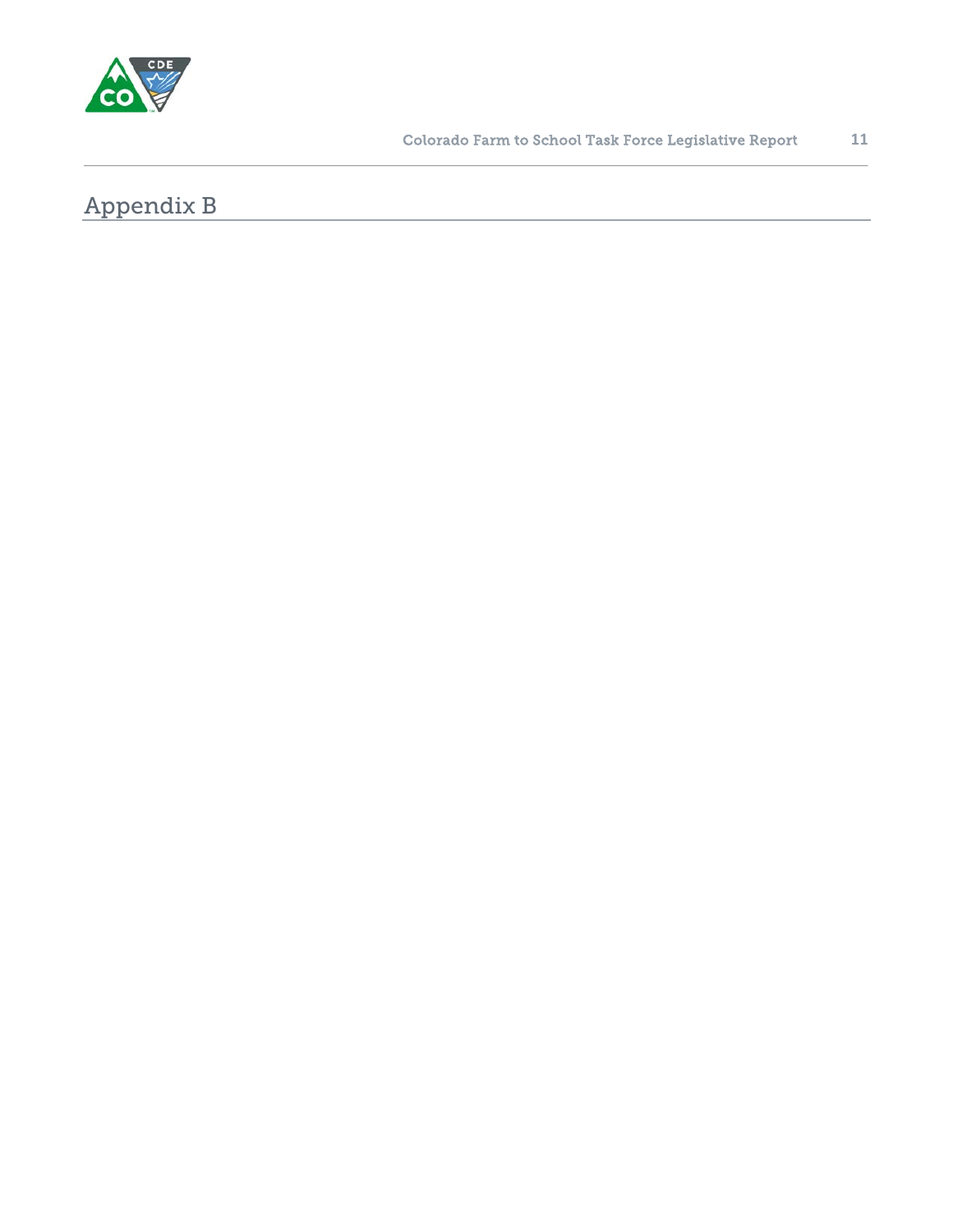# Appendix B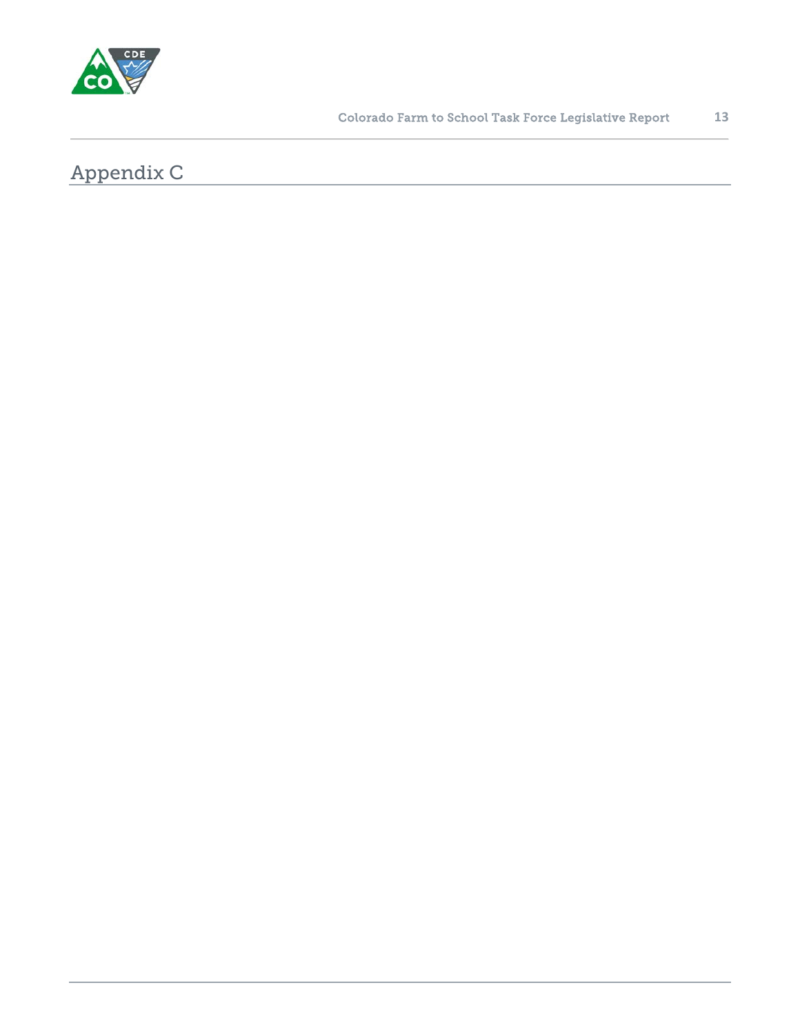# Appendix C